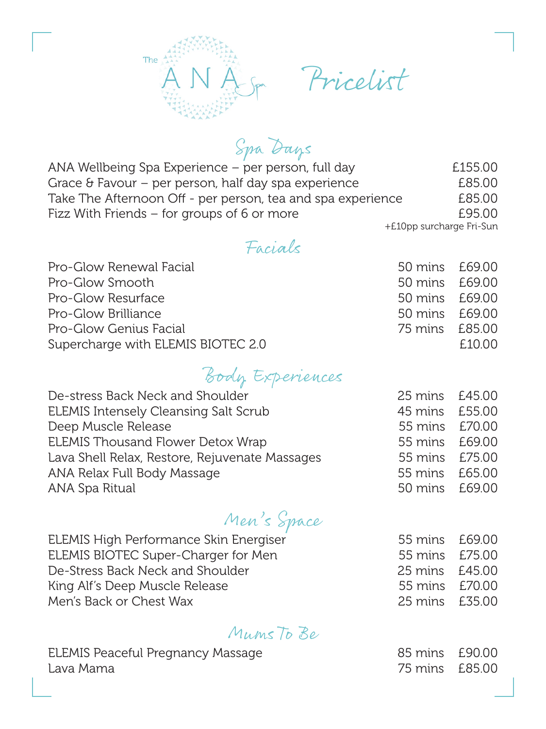# The ANA Spa Pricelist

## Spa Days

| | |
|---|---|
| ANA Wellbeing Spa Experience – per person, full day | £155.00 |
| Grace & Favour – per person, half day spa experience | £85.00 |
| Take The Afternoon Off - per person, tea and spa experience | £85.00 |
| Fizz With Friends – for groups of 6 or more | £95.00 |

+£10pp surcharge Fri-Sun

## Facials

| | | |
|---|---|---|
| Pro-Glow Renewal Facial | 50 mins | £69.00 |
| Pro-Glow Smooth | 50 mins | £69.00 |
| Pro-Glow Resurface | 50 mins | £69.00 |
| Pro-Glow Brilliance | 50 mins | £69.00 |
| Pro-Glow Genius Facial | 75 mins | £85.00 |
| Supercharge with ELEMIS BIOTEC 2.0 | | £10.00 |

## Body Experiences

| | | |
|---|---|---|
| De-stress Back Neck and Shoulder | 25 mins | £45.00 |
| ELEMIS Intensely Cleansing Salt Scrub | 45 mins | £55.00 |
| Deep Muscle Release | 55 mins | £70.00 |
| ELEMIS Thousand Flower Detox Wrap | 55 mins | £69.00 |
| Lava Shell Relax, Restore, Rejuvenate Massages | 55 mins | £75.00 |
| ANA Relax Full Body Massage | 55 mins | £65.00 |
| ANA Spa Ritual | 50 mins | £69.00 |

## Men's Space

| | | |
|---|---|---|
| ELEMIS High Performance Skin Energiser | 55 mins | £69.00 |
| ELEMIS BIOTEC Super-Charger for Men | 55 mins | £75.00 |
| De-Stress Back Neck and Shoulder | 25 mins | £45.00 |
| King Alf's Deep Muscle Release | 55 mins | £70.00 |
| Men's Back or Chest Wax | 25 mins | £35.00 |

## Mums To Be

| | | |
|---|---|---|
| ELEMIS Peaceful Pregnancy Massage | 85 mins | £90.00 |
| Lava Mama | 75 mins | £85.00 |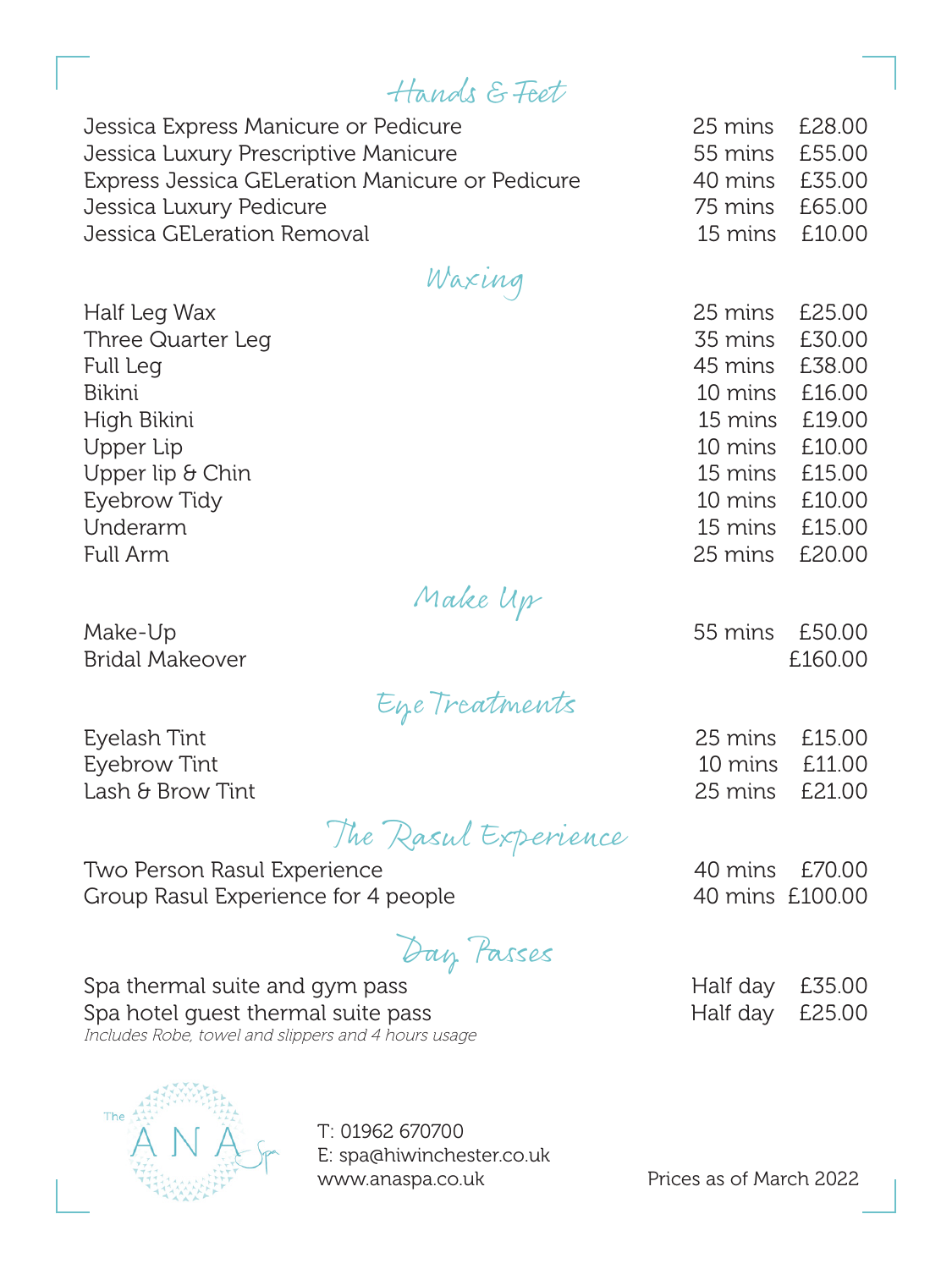## Hands & Feet

| | | |
|---|---|---|
| Jessica Express Manicure or Pedicure | 25 mins | £28.00 |
| Jessica Luxury Prescriptive Manicure | 55 mins | £55.00 |
| Express Jessica GELeration Manicure or Pedicure | 40 mins | £35.00 |
| Jessica Luxury Pedicure | 75 mins | £65.00 |
| Jessica GELeration Removal | 15 mins | £10.00 |

## Waxing

| | | |
|---|---|---|
| Half Leg Wax | 25 mins | £25.00 |
| Three Quarter Leg | 35 mins | £30.00 |
| Full Leg | 45 mins | £38.00 |
| Bikini | 10 mins | £16.00 |
| High Bikini | 15 mins | £19.00 |
| Upper Lip | 10 mins | £10.00 |
| Upper lip & Chin | 15 mins | £15.00 |
| Eyebrow Tidy | 10 mins | £10.00 |
| Underarm | 15 mins | £15.00 |
| Full Arm | 25 mins | £20.00 |

## Make Up

| | | |
|---|---|---|
| Make-Up | 55 mins | £50.00 |
| Bridal Makeover | | £160.00 |

## Eye Treatments

| | | |
|---|---|---|
| Eyelash Tint | 25 mins | £15.00 |
| Eyebrow Tint | 10 mins | £11.00 |
| Lash & Brow Tint | 25 mins | £21.00 |

## The Rasul Experience

| | | |
|---|---|---|
| Two Person Rasul Experience | 40 mins | £70.00 |
| Group Rasul Experience for 4 people | 40 mins | £100.00 |

## Day Passes

| | | |
|---|---|---|
| Spa thermal suite and gym pass | Half day | £35.00 |
| Spa hotel guest thermal suite pass | Half day | £25.00 |

*Includes Robe, towel and slippers and 4 hours usage*

The ANA Spa

T: 01962 670700
E: spa@hiwinchester.co.uk
www.anaspa.co.uk

Prices as of March 2022